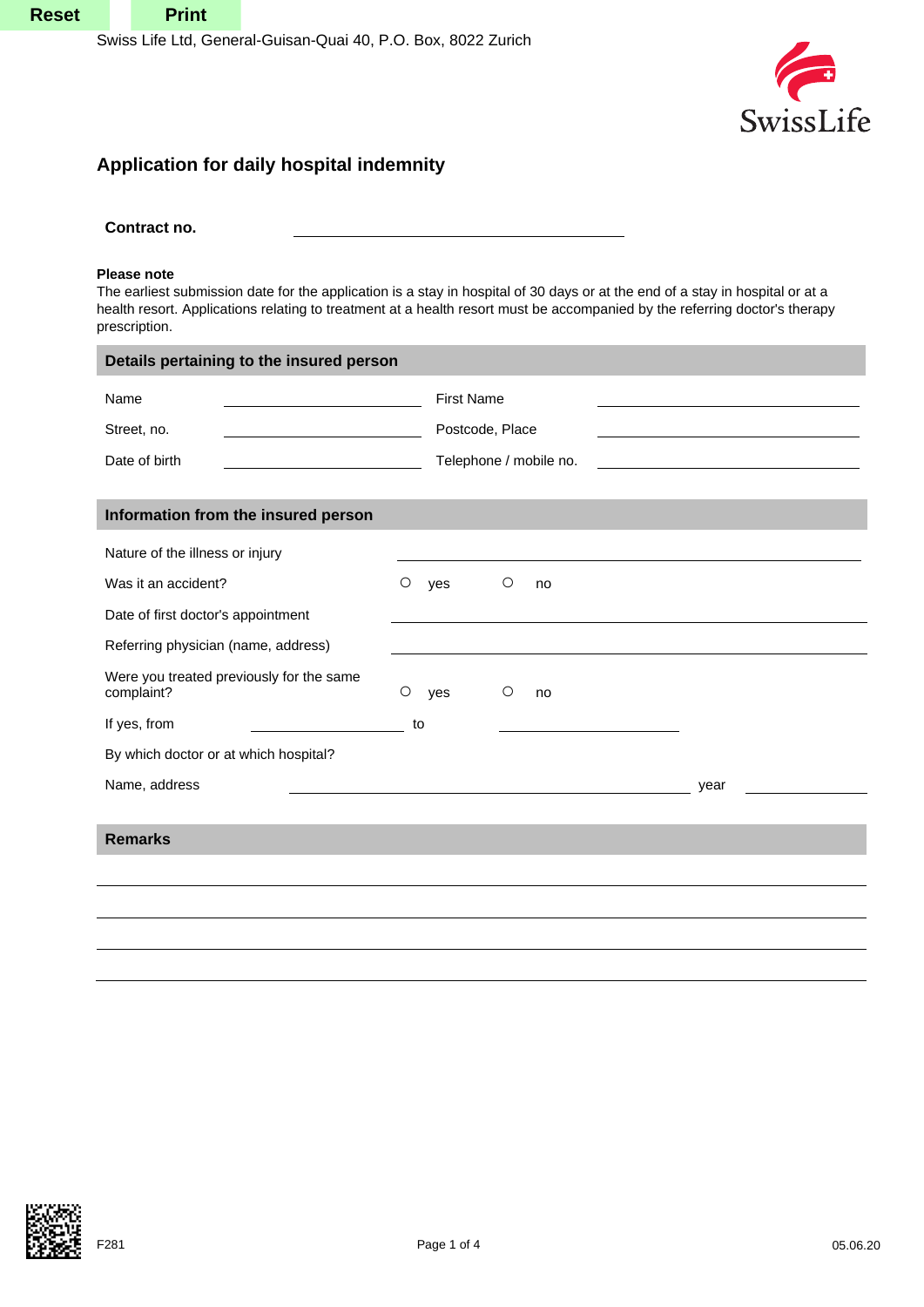Swiss Life Ltd, General-Guisan-Quai 40, P.O. Box, 8022 Zurich

# Application for daily hospital indemnity

**Contract no.** ______________________________

**Please note**
The earliest submission date for the application is a stay in hospital of 30 days or at the end of a stay in hospital or at a health resort. Applications relating to treatment at a health resort must be accompanied by the referring doctor's therapy prescription.

## Details pertaining to the insured person

| | | | |
|---|---|---|---|
| Name | ____________ | First Name | ____________ |
| Street, no. | ____________ | Postcode, Place | ____________ |
| Date of birth | ____________ | Telephone / mobile no. | ____________ |

## Information from the insured person

Nature of the illness or injury ______________________________

Was it an accident? ○ yes ○ no

Date of first doctor's appointment ______________________________

Referring physician (name, address) ______________________________

Were you treated previously for the same complaint? ○ yes ○ no

If yes, from ____________ to ____________

By which doctor or at which hospital?

Name, address ______________________________ year ____________

## Remarks

______________________________

______________________________

______________________________

______________________________

F281

05.06.20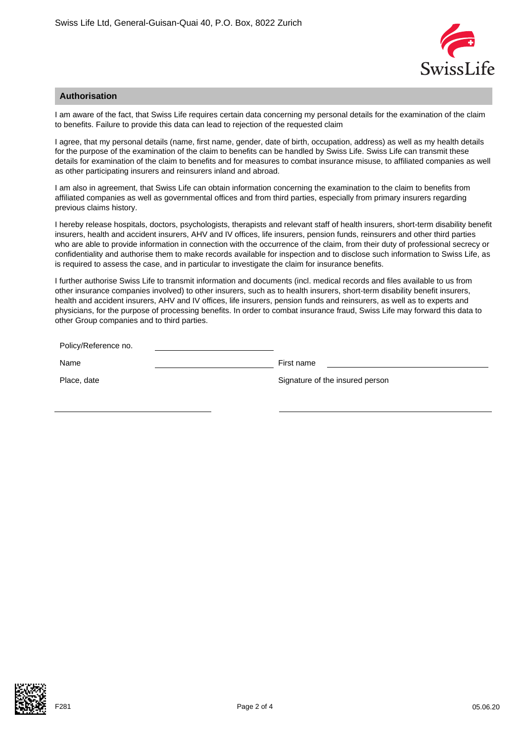Swiss Life Ltd, General-Guisan-Quai 40, P.O. Box, 8022 Zurich

## Authorisation

I am aware of the fact, that Swiss Life requires certain data concerning my personal details for the examination of the claim to benefits. Failure to provide this data can lead to rejection of the requested claim

I agree, that my personal details (name, first name, gender, date of birth, occupation, address) as well as my health details for the purpose of the examination of the claim to benefits can be handled by Swiss Life. Swiss Life can transmit these details for examination of the claim to benefits and for measures to combat insurance misuse, to affiliated companies as well as other participating insurers and reinsurers inland and abroad.

I am also in agreement, that Swiss Life can obtain information concerning the examination to the claim to benefits from affiliated companies as well as governmental offices and from third parties, especially from primary insurers regarding previous claims history.

I hereby release hospitals, doctors, psychologists, therapists and relevant staff of health insurers, short-term disability benefit insurers, health and accident insurers, AHV and IV offices, life insurers, pension funds, reinsurers and other third parties who are able to provide information in connection with the occurrence of the claim, from their duty of professional secrecy or confidentiality and authorise them to make records available for inspection and to disclose such information to Swiss Life, as is required to assess the case, and in particular to investigate the claim for insurance benefits.

I further authorise Swiss Life to transmit information and documents (incl. medical records and files available to us from other insurance companies involved) to other insurers, such as to health insurers, short-term disability benefit insurers, health and accident insurers, AHV and IV offices, life insurers, pension funds and reinsurers, as well as to experts and physicians, for the purpose of processing benefits. In order to combat insurance fraud, Swiss Life may forward this data to other Group companies and to third parties.

Policy/Reference no. ____________________

Name ____________________ First name ____________________

Place, date ____________________ Signature of the insured person ____________________

F281 05.06.20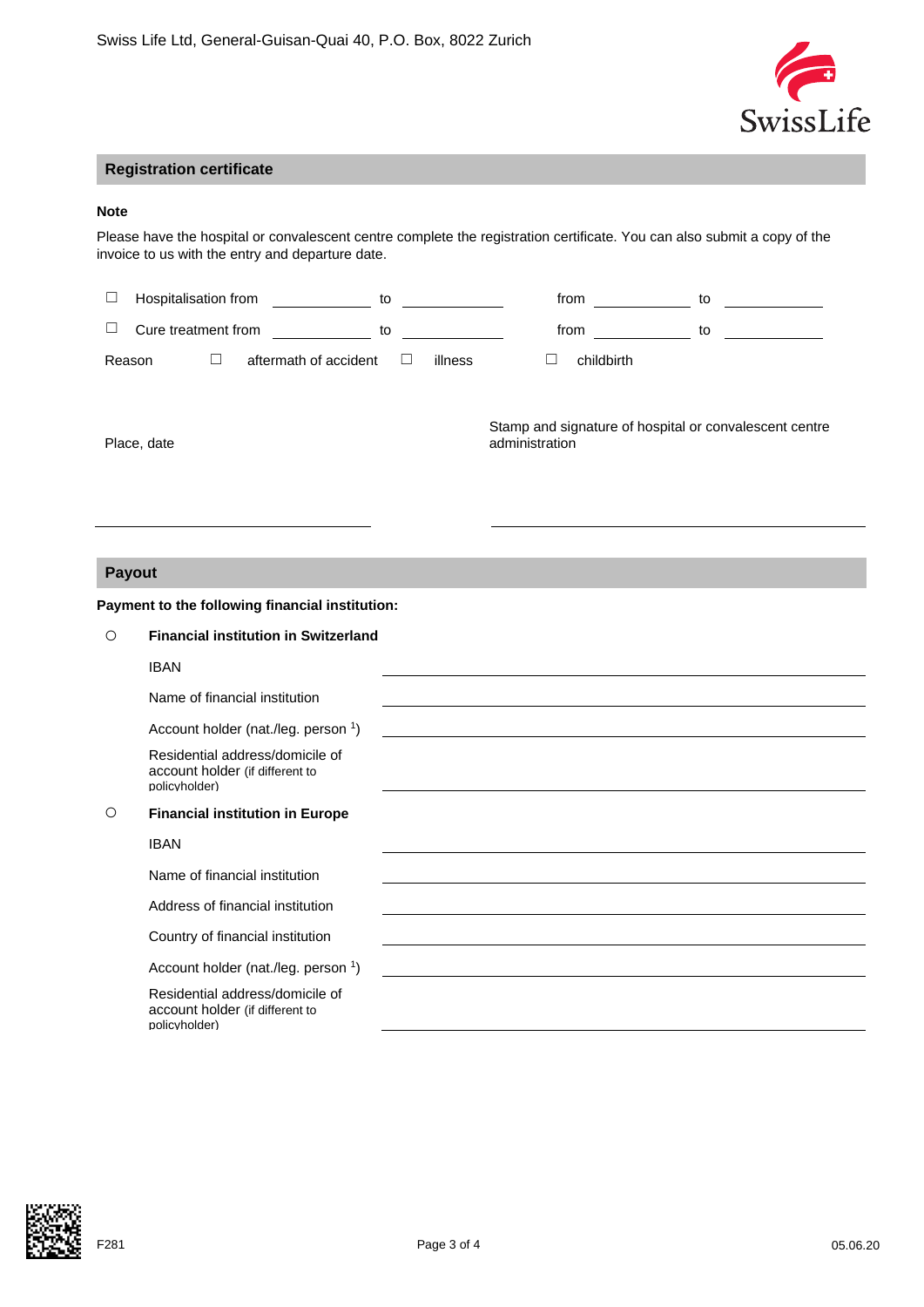Swiss Life Ltd, General-Guisan-Quai 40, P.O. Box, 8022 Zurich

## Registration certificate

**Note**

Please have the hospital or convalescent centre complete the registration certificate. You can also submit a copy of the invoice to us with the entry and departure date.

☐ Hospitalisation from ____________ to ____________ from ____________ to ____________

☐ Cure treatment from ____________ to ____________ from ____________ to ____________

Reason ☐ aftermath of accident ☐ illness ☐ childbirth

Place, date

Stamp and signature of hospital or convalescent centre administration

## Payout

**Payment to the following financial institution:**

○ **Financial institution in Switzerland**

IBAN ____________

Name of financial institution ____________

Account holder (nat./leg. person [1]) ____________

Residential address/domicile of account holder (if different to policyholder) ____________

○ **Financial institution in Europe**

IBAN ____________

Name of financial institution ____________

Address of financial institution ____________

Country of financial institution ____________

Account holder (nat./leg. person [1]) ____________

Residential address/domicile of account holder (if different to policyholder) ____________

F281 05.06.20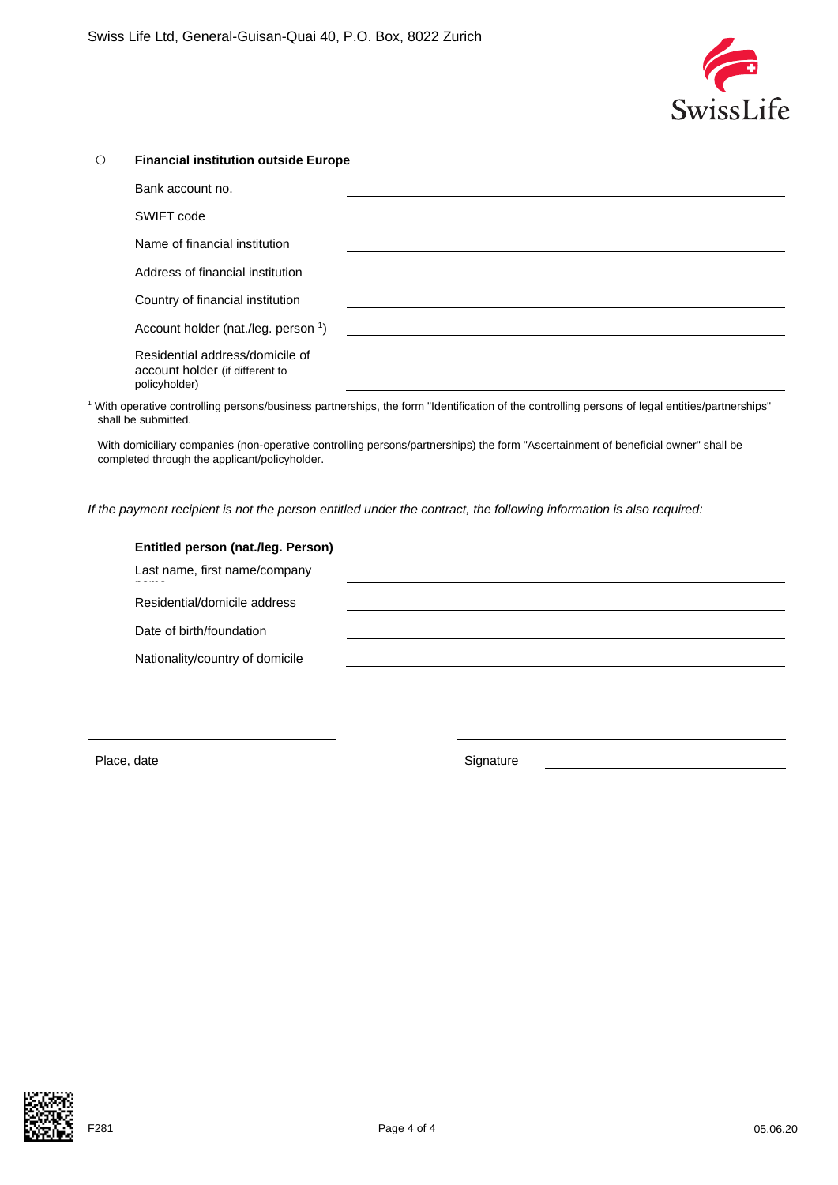○ **Financial institution outside Europe**

| | |
|---|---|
| Bank account no. | |
| SWIFT code | |
| Name of financial institution | |
| Address of financial institution | |
| Country of financial institution | |
| Account holder (nat./leg. person [1]) | |
| Residential address/domicile of account holder (if different to policyholder) | |

[1] With operative controlling persons/business partnerships, the form "Identification of the controlling persons of legal entities/partnerships" shall be submitted.

With domiciliary companies (non-operative controlling persons/partnerships) the form "Ascertainment of beneficial owner" shall be completed through the applicant/policyholder.

*If the payment recipient is not the person entitled under the contract, the following information is also required:*

**Entitled person (nat./leg. Person)**

| | |
|---|---|
| Last name, first name/company name | |
| Residential/domicile address | |
| Date of birth/foundation | |
| Nationality/country of domicile | |

Place, date

Signature